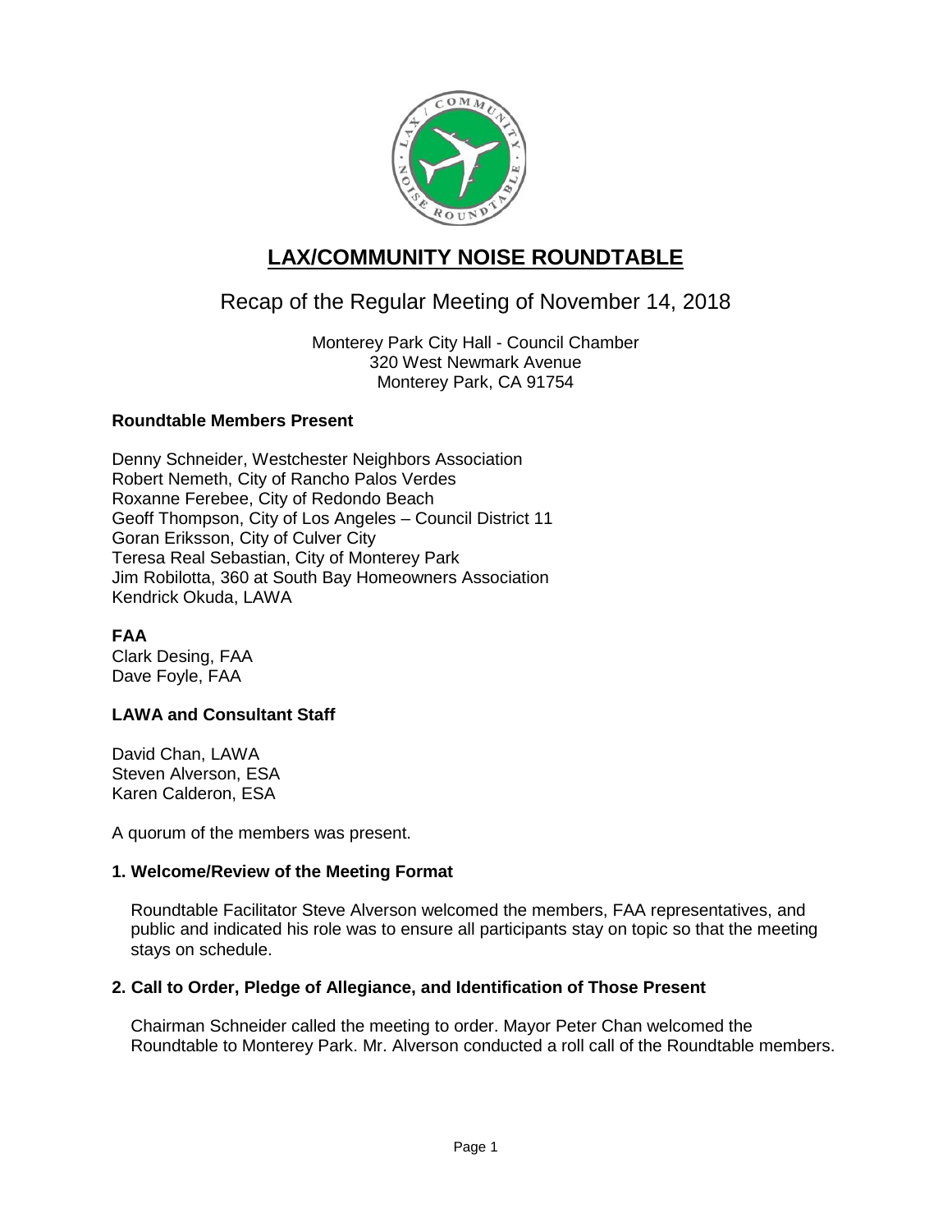# LAX/COMMUNITY NOISE ROUNDTABLE

## Recap of the Regular Meeting of November 14, 2018

Monterey Park City Hall - Council Chamber
320 West Newmark Avenue
Monterey Park, CA 91754

**Roundtable Members Present**

Denny Schneider, Westchester Neighbors Association
Robert Nemeth, City of Rancho Palos Verdes
Roxanne Ferebee, City of Redondo Beach
Geoff Thompson, City of Los Angeles – Council District 11
Goran Eriksson, City of Culver City
Teresa Real Sebastian, City of Monterey Park
Jim Robilotta, 360 at South Bay Homeowners Association
Kendrick Okuda, LAWA

**FAA**

Clark Desing, FAA
Dave Foyle, FAA

**LAWA and Consultant Staff**

David Chan, LAWA
Steven Alverson, ESA
Karen Calderon, ESA

A quorum of the members was present.

**1. Welcome/Review of the Meeting Format**

Roundtable Facilitator Steve Alverson welcomed the members, FAA representatives, and public and indicated his role was to ensure all participants stay on topic so that the meeting stays on schedule.

**2. Call to Order, Pledge of Allegiance, and Identification of Those Present**

Chairman Schneider called the meeting to order. Mayor Peter Chan welcomed the Roundtable to Monterey Park. Mr. Alverson conducted a roll call of the Roundtable members.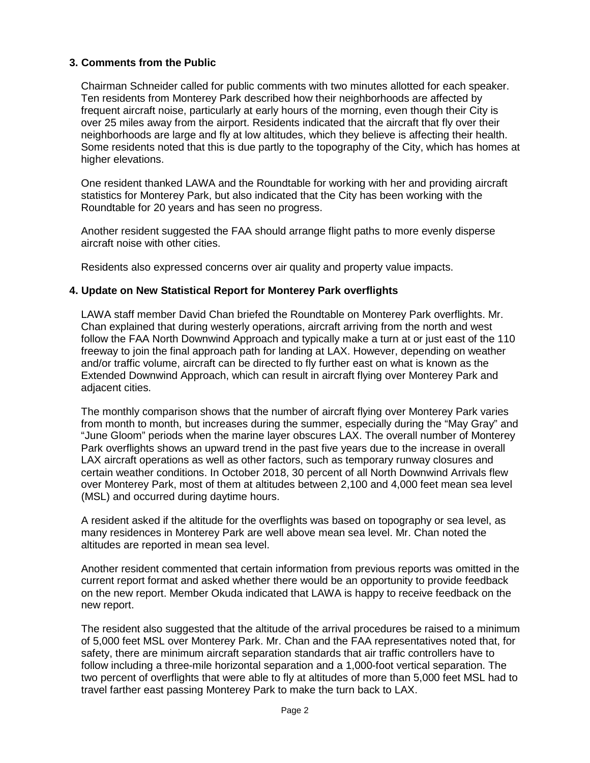### 3. Comments from the Public

Chairman Schneider called for public comments with two minutes allotted for each speaker. Ten residents from Monterey Park described how their neighborhoods are affected by frequent aircraft noise, particularly at early hours of the morning, even though their City is over 25 miles away from the airport. Residents indicated that the aircraft that fly over their neighborhoods are large and fly at low altitudes, which they believe is affecting their health. Some residents noted that this is due partly to the topography of the City, which has homes at higher elevations.

One resident thanked LAWA and the Roundtable for working with her and providing aircraft statistics for Monterey Park, but also indicated that the City has been working with the Roundtable for 20 years and has seen no progress.

Another resident suggested the FAA should arrange flight paths to more evenly disperse aircraft noise with other cities.

Residents also expressed concerns over air quality and property value impacts.

### 4. Update on New Statistical Report for Monterey Park overflights

LAWA staff member David Chan briefed the Roundtable on Monterey Park overflights. Mr. Chan explained that during westerly operations, aircraft arriving from the north and west follow the FAA North Downwind Approach and typically make a turn at or just east of the 110 freeway to join the final approach path for landing at LAX. However, depending on weather and/or traffic volume, aircraft can be directed to fly further east on what is known as the Extended Downwind Approach, which can result in aircraft flying over Monterey Park and adjacent cities.

The monthly comparison shows that the number of aircraft flying over Monterey Park varies from month to month, but increases during the summer, especially during the "May Gray" and "June Gloom" periods when the marine layer obscures LAX. The overall number of Monterey Park overflights shows an upward trend in the past five years due to the increase in overall LAX aircraft operations as well as other factors, such as temporary runway closures and certain weather conditions. In October 2018, 30 percent of all North Downwind Arrivals flew over Monterey Park, most of them at altitudes between 2,100 and 4,000 feet mean sea level (MSL) and occurred during daytime hours.

A resident asked if the altitude for the overflights was based on topography or sea level, as many residences in Monterey Park are well above mean sea level. Mr. Chan noted the altitudes are reported in mean sea level.

Another resident commented that certain information from previous reports was omitted in the current report format and asked whether there would be an opportunity to provide feedback on the new report. Member Okuda indicated that LAWA is happy to receive feedback on the new report.

The resident also suggested that the altitude of the arrival procedures be raised to a minimum of 5,000 feet MSL over Monterey Park. Mr. Chan and the FAA representatives noted that, for safety, there are minimum aircraft separation standards that air traffic controllers have to follow including a three-mile horizontal separation and a 1,000-foot vertical separation. The two percent of overflights that were able to fly at altitudes of more than 5,000 feet MSL had to travel farther east passing Monterey Park to make the turn back to LAX.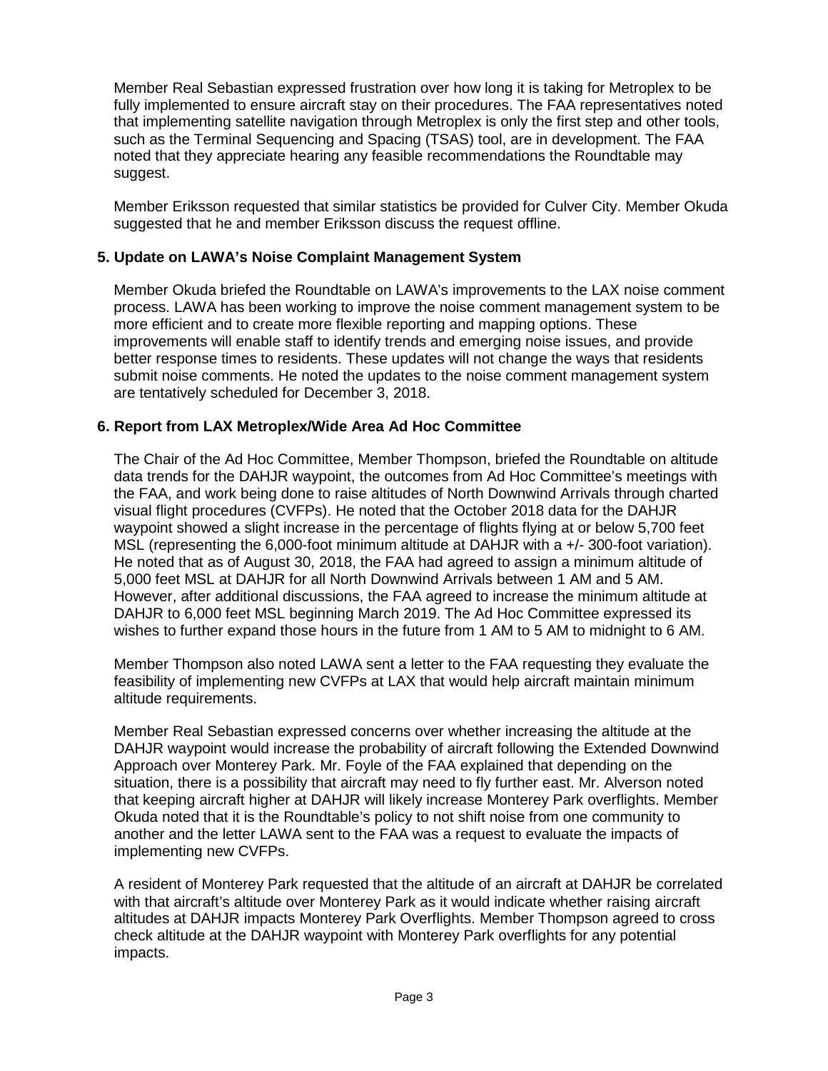Member Real Sebastian expressed frustration over how long it is taking for Metroplex to be fully implemented to ensure aircraft stay on their procedures. The FAA representatives noted that implementing satellite navigation through Metroplex is only the first step and other tools, such as the Terminal Sequencing and Spacing (TSAS) tool, are in development. The FAA noted that they appreciate hearing any feasible recommendations the Roundtable may suggest.

Member Eriksson requested that similar statistics be provided for Culver City. Member Okuda suggested that he and member Eriksson discuss the request offline.

**5. Update on LAWA's Noise Complaint Management System**

Member Okuda briefed the Roundtable on LAWA's improvements to the LAX noise comment process. LAWA has been working to improve the noise comment management system to be more efficient and to create more flexible reporting and mapping options. These improvements will enable staff to identify trends and emerging noise issues, and provide better response times to residents. These updates will not change the ways that residents submit noise comments. He noted the updates to the noise comment management system are tentatively scheduled for December 3, 2018.

**6. Report from LAX Metroplex/Wide Area Ad Hoc Committee**

The Chair of the Ad Hoc Committee, Member Thompson, briefed the Roundtable on altitude data trends for the DAHJR waypoint, the outcomes from Ad Hoc Committee's meetings with the FAA, and work being done to raise altitudes of North Downwind Arrivals through charted visual flight procedures (CVFPs). He noted that the October 2018 data for the DAHJR waypoint showed a slight increase in the percentage of flights flying at or below 5,700 feet MSL (representing the 6,000-foot minimum altitude at DAHJR with a +/- 300-foot variation). He noted that as of August 30, 2018, the FAA had agreed to assign a minimum altitude of 5,000 feet MSL at DAHJR for all North Downwind Arrivals between 1 AM and 5 AM. However, after additional discussions, the FAA agreed to increase the minimum altitude at DAHJR to 6,000 feet MSL beginning March 2019. The Ad Hoc Committee expressed its wishes to further expand those hours in the future from 1 AM to 5 AM to midnight to 6 AM.

Member Thompson also noted LAWA sent a letter to the FAA requesting they evaluate the feasibility of implementing new CVFPs at LAX that would help aircraft maintain minimum altitude requirements.

Member Real Sebastian expressed concerns over whether increasing the altitude at the DAHJR waypoint would increase the probability of aircraft following the Extended Downwind Approach over Monterey Park. Mr. Foyle of the FAA explained that depending on the situation, there is a possibility that aircraft may need to fly further east. Mr. Alverson noted that keeping aircraft higher at DAHJR will likely increase Monterey Park overflights. Member Okuda noted that it is the Roundtable's policy to not shift noise from one community to another and the letter LAWA sent to the FAA was a request to evaluate the impacts of implementing new CVFPs.

A resident of Monterey Park requested that the altitude of an aircraft at DAHJR be correlated with that aircraft's altitude over Monterey Park as it would indicate whether raising aircraft altitudes at DAHJR impacts Monterey Park Overflights. Member Thompson agreed to cross check altitude at the DAHJR waypoint with Monterey Park overflights for any potential impacts.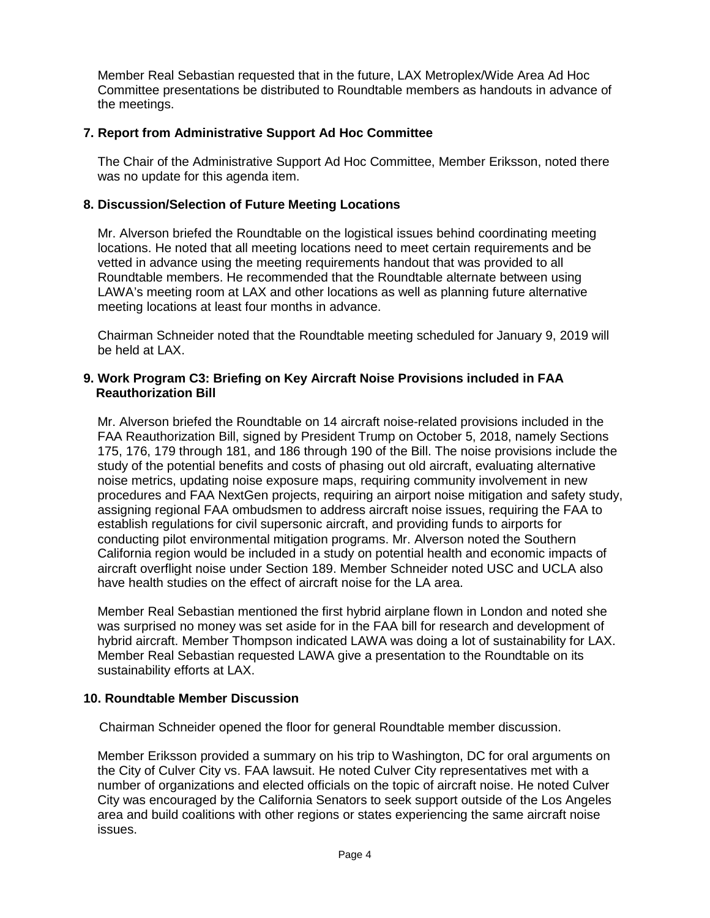Member Real Sebastian requested that in the future, LAX Metroplex/Wide Area Ad Hoc Committee presentations be distributed to Roundtable members as handouts in advance of the meetings.

### 7. Report from Administrative Support Ad Hoc Committee

The Chair of the Administrative Support Ad Hoc Committee, Member Eriksson, noted there was no update for this agenda item.

### 8. Discussion/Selection of Future Meeting Locations

Mr. Alverson briefed the Roundtable on the logistical issues behind coordinating meeting locations. He noted that all meeting locations need to meet certain requirements and be vetted in advance using the meeting requirements handout that was provided to all Roundtable members. He recommended that the Roundtable alternate between using LAWA's meeting room at LAX and other locations as well as planning future alternative meeting locations at least four months in advance.

Chairman Schneider noted that the Roundtable meeting scheduled for January 9, 2019 will be held at LAX.

### 9. Work Program C3: Briefing on Key Aircraft Noise Provisions included in FAA Reauthorization Bill

Mr. Alverson briefed the Roundtable on 14 aircraft noise-related provisions included in the FAA Reauthorization Bill, signed by President Trump on October 5, 2018, namely Sections 175, 176, 179 through 181, and 186 through 190 of the Bill. The noise provisions include the study of the potential benefits and costs of phasing out old aircraft, evaluating alternative noise metrics, updating noise exposure maps, requiring community involvement in new procedures and FAA NextGen projects, requiring an airport noise mitigation and safety study, assigning regional FAA ombudsmen to address aircraft noise issues, requiring the FAA to establish regulations for civil supersonic aircraft, and providing funds to airports for conducting pilot environmental mitigation programs. Mr. Alverson noted the Southern California region would be included in a study on potential health and economic impacts of aircraft overflight noise under Section 189. Member Schneider noted USC and UCLA also have health studies on the effect of aircraft noise for the LA area.

Member Real Sebastian mentioned the first hybrid airplane flown in London and noted she was surprised no money was set aside for in the FAA bill for research and development of hybrid aircraft. Member Thompson indicated LAWA was doing a lot of sustainability for LAX. Member Real Sebastian requested LAWA give a presentation to the Roundtable on its sustainability efforts at LAX.

### 10. Roundtable Member Discussion

Chairman Schneider opened the floor for general Roundtable member discussion.

Member Eriksson provided a summary on his trip to Washington, DC for oral arguments on the City of Culver City vs. FAA lawsuit. He noted Culver City representatives met with a number of organizations and elected officials on the topic of aircraft noise. He noted Culver City was encouraged by the California Senators to seek support outside of the Los Angeles area and build coalitions with other regions or states experiencing the same aircraft noise issues.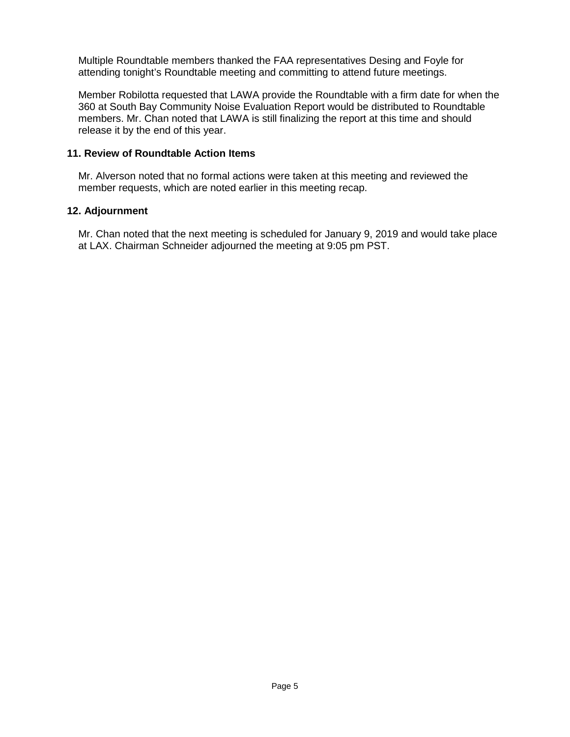Multiple Roundtable members thanked the FAA representatives Desing and Foyle for attending tonight's Roundtable meeting and committing to attend future meetings.

Member Robilotta requested that LAWA provide the Roundtable with a firm date for when the 360 at South Bay Community Noise Evaluation Report would be distributed to Roundtable members. Mr. Chan noted that LAWA is still finalizing the report at this time and should release it by the end of this year.

### 11. Review of Roundtable Action Items

Mr. Alverson noted that no formal actions were taken at this meeting and reviewed the member requests, which are noted earlier in this meeting recap.

### 12. Adjournment

Mr. Chan noted that the next meeting is scheduled for January 9, 2019 and would take place at LAX. Chairman Schneider adjourned the meeting at 9:05 pm PST.